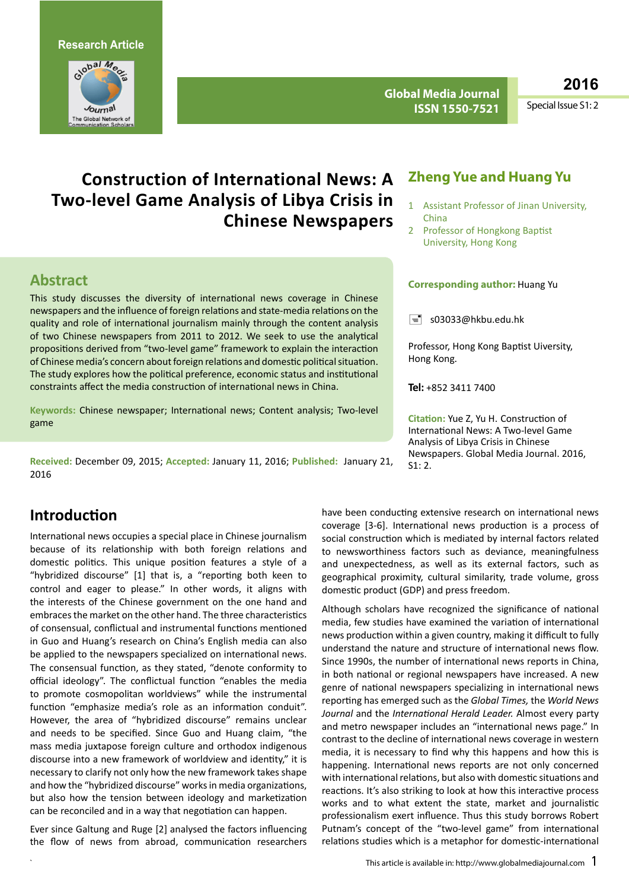Research Article

# Construction of International News: A Two-level Game Analysis of Libya Crisis in Chinese Newspapers

## Zheng Yue and Huang Yu

1. Assistant Professor of Jinan University, China
2. Professor of Hongkong Baptist University, Hong Kong

**Corresponding author:** Huang Yu

s03033@hkbu.edu.hk

Professor, Hong Kong Baptist Uiversity, Hong Kong.

**Tel:** +852 3411 7400

**Citation:** Yue Z, Yu H. Construction of International News: A Two-level Game Analysis of Libya Crisis in Chinese Newspapers. Global Media Journal. 2016, S1: 2.

## Abstract

This study discusses the diversity of international news coverage in Chinese newspapers and the influence of foreign relations and state-media relations on the quality and role of international journalism mainly through the content analysis of two Chinese newspapers from 2011 to 2012. We seek to use the analytical propositions derived from "two-level game" framework to explain the interaction of Chinese media's concern about foreign relations and domestic political situation. The study explores how the political preference, economic status and institutional constraints affect the media construction of international news in China.

**Keywords:** Chinese newspaper; International news; Content analysis; Two-level game

**Received:** December 09, 2015; **Accepted:** January 11, 2016; **Published:** January 21, 2016

## Introduction

International news occupies a special place in Chinese journalism because of its relationship with both foreign relations and domestic politics. This unique position features a style of a "hybridized discourse" [1] that is, a "reporting both keen to control and eager to please." In other words, it aligns with the interests of the Chinese government on the one hand and embraces the market on the other hand. The three characteristics of consensual, conflictual and instrumental functions mentioned in Guo and Huang's research on China's English media can also be applied to the newspapers specialized on international news. The consensual function, as they stated, "denote conformity to official ideology". The conflictual function "enables the media to promote cosmopolitan worldviews" while the instrumental function "emphasize media's role as an information conduit". However, the area of "hybridized discourse" remains unclear and needs to be specified. Since Guo and Huang claim, "the mass media juxtapose foreign culture and orthodox indigenous discourse into a new framework of worldview and identity," it is necessary to clarify not only how the new framework takes shape and how the "hybridized discourse" works in media organizations, but also how the tension between ideology and marketization can be reconciled and in a way that negotiation can happen.

Ever since Galtung and Ruge [2] analysed the factors influencing the flow of news from abroad, communication researchers have been conducting extensive research on international news coverage [3-6]. International news production is a process of social construction which is mediated by internal factors related to newsworthiness factors such as deviance, meaningfulness and unexpectedness, as well as its external factors, such as geographical proximity, cultural similarity, trade volume, gross domestic product (GDP) and press freedom.

Although scholars have recognized the significance of national media, few studies have examined the variation of international news production within a given country, making it difficult to fully understand the nature and structure of international news flow. Since 1990s, the number of international news reports in China, in both national or regional newspapers have increased. A new genre of national newspapers specializing in international news reporting has emerged such as the *Global Times,* the *World News Journal* and the *International Herald Leader.* Almost every party and metro newspaper includes an "international news page." In contrast to the decline of international news coverage in western media, it is necessary to find why this happens and how this is happening. International news reports are not only concerned with international relations, but also with domestic situations and reactions. It's also striking to look at how this interactive process works and to what extent the state, market and journalistic professionalism exert influence. Thus this study borrows Robert Putnam's concept of the "two-level game" from international relations studies which is a metaphor for domestic-international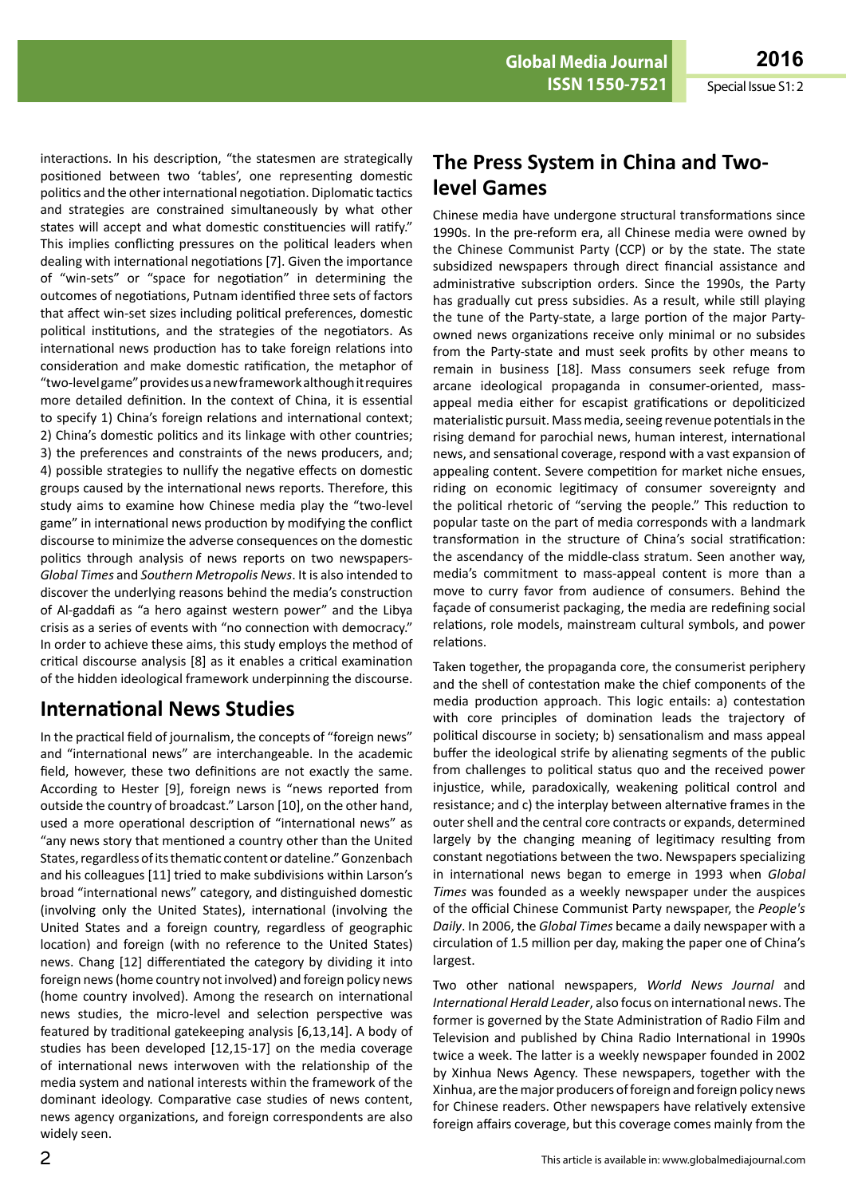interactions. In his description, "the statesmen are strategically positioned between two 'tables', one representing domestic politics and the other international negotiation. Diplomatic tactics and strategies are constrained simultaneously by what other states will accept and what domestic constituencies will ratify." This implies conflicting pressures on the political leaders when dealing with international negotiations [7]. Given the importance of "win-sets" or "space for negotiation" in determining the outcomes of negotiations, Putnam identified three sets of factors that affect win-set sizes including political preferences, domestic political institutions, and the strategies of the negotiators. As international news production has to take foreign relations into consideration and make domestic ratification, the metaphor of "two-level game" provides us a new framework although it requires more detailed definition. In the context of China, it is essential to specify 1) China's foreign relations and international context; 2) China's domestic politics and its linkage with other countries; 3) the preferences and constraints of the news producers, and; 4) possible strategies to nullify the negative effects on domestic groups caused by the international news reports. Therefore, this study aims to examine how Chinese media play the "two-level game" in international news production by modifying the conflict discourse to minimize the adverse consequences on the domestic politics through analysis of news reports on two newspapers- *Global Times* and *Southern Metropolis News*. It is also intended to discover the underlying reasons behind the media's construction of Al-gaddafi as "a hero against western power" and the Libya crisis as a series of events with "no connection with democracy." In order to achieve these aims, this study employs the method of critical discourse analysis [8] as it enables a critical examination of the hidden ideological framework underpinning the discourse.

## International News Studies

In the practical field of journalism, the concepts of "foreign news" and "international news" are interchangeable. In the academic field, however, these two definitions are not exactly the same. According to Hester [9], foreign news is "news reported from outside the country of broadcast." Larson [10], on the other hand, used a more operational description of "international news" as "any news story that mentioned a country other than the United States, regardless of its thematic content or dateline." Gonzenbach and his colleagues [11] tried to make subdivisions within Larson's broad "international news" category, and distinguished domestic (involving only the United States), international (involving the United States and a foreign country, regardless of geographic location) and foreign (with no reference to the United States) news. Chang [12] differentiated the category by dividing it into foreign news (home country not involved) and foreign policy news (home country involved). Among the research on international news studies, the micro-level and selection perspective was featured by traditional gatekeeping analysis [6,13,14]. A body of studies has been developed [12,15-17] on the media coverage of international news interwoven with the relationship of the media system and national interests within the framework of the dominant ideology. Comparative case studies of news content, news agency organizations, and foreign correspondents are also widely seen.

## The Press System in China and Two-level Games

Chinese media have undergone structural transformations since 1990s. In the pre-reform era, all Chinese media were owned by the Chinese Communist Party (CCP) or by the state. The state subsidized newspapers through direct financial assistance and administrative subscription orders. Since the 1990s, the Party has gradually cut press subsidies. As a result, while still playing the tune of the Party-state, a large portion of the major Party-owned news organizations receive only minimal or no subsides from the Party-state and must seek profits by other means to remain in business [18]. Mass consumers seek refuge from arcane ideological propaganda in consumer-oriented, mass-appeal media either for escapist gratifications or depoliticized materialistic pursuit. Mass media, seeing revenue potentials in the rising demand for parochial news, human interest, international news, and sensational coverage, respond with a vast expansion of appealing content. Severe competition for market niche ensues, riding on economic legitimacy of consumer sovereignty and the political rhetoric of "serving the people." This reduction to popular taste on the part of media corresponds with a landmark transformation in the structure of China's social stratification: the ascendancy of the middle-class stratum. Seen another way, media's commitment to mass-appeal content is more than a move to curry favor from audience of consumers. Behind the façade of consumerist packaging, the media are redefining social relations, role models, mainstream cultural symbols, and power relations.

Taken together, the propaganda core, the consumerist periphery and the shell of contestation make the chief components of the media production approach. This logic entails: a) contestation with core principles of domination leads the trajectory of political discourse in society; b) sensationalism and mass appeal buffer the ideological strife by alienating segments of the public from challenges to political status quo and the received power injustice, while, paradoxically, weakening political control and resistance; and c) the interplay between alternative frames in the outer shell and the central core contracts or expands, determined largely by the changing meaning of legitimacy resulting from constant negotiations between the two. Newspapers specializing in international news began to emerge in 1993 when *Global Times* was founded as a weekly newspaper under the auspices of the official Chinese Communist Party newspaper, the *People's Daily*. In 2006, the *Global Times* became a daily newspaper with a circulation of 1.5 million per day, making the paper one of China's largest.

Two other national newspapers, *World News Journal* and *International Herald Leader*, also focus on international news. The former is governed by the State Administration of Radio Film and Television and published by China Radio International in 1990s twice a week. The latter is a weekly newspaper founded in 2002 by Xinhua News Agency. These newspapers, together with the Xinhua, are the major producers of foreign and foreign policy news for Chinese readers. Other newspapers have relatively extensive foreign affairs coverage, but this coverage comes mainly from the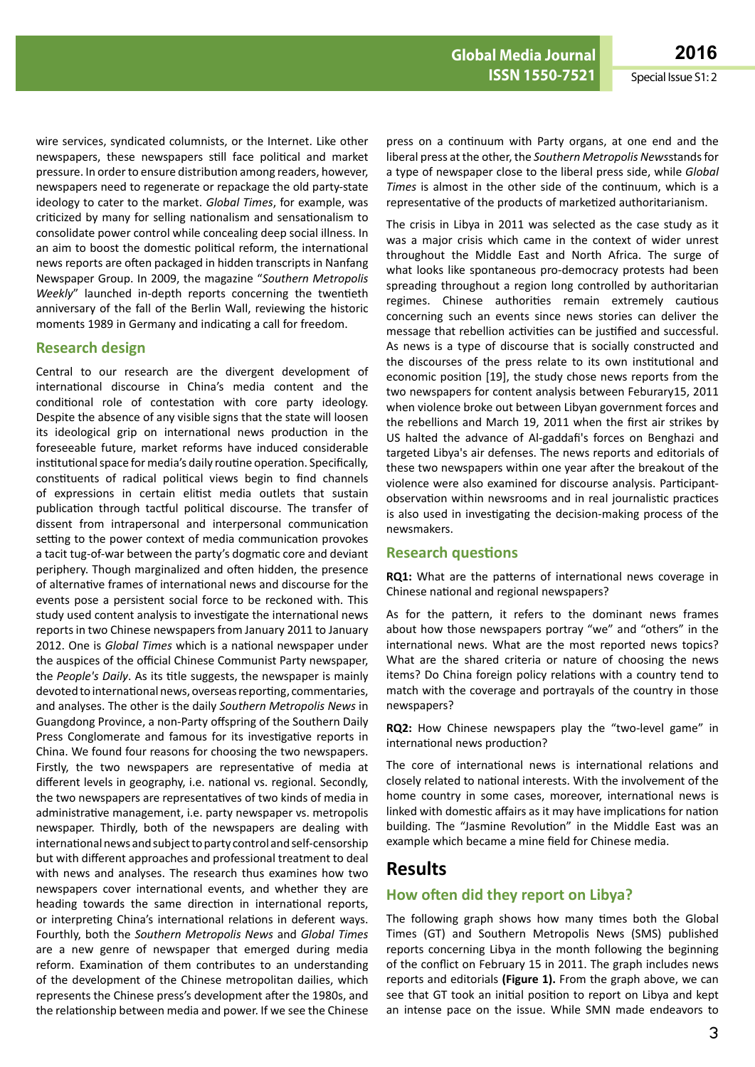wire services, syndicated columnists, or the Internet. Like other newspapers, these newspapers still face political and market pressure. In order to ensure distribution among readers, however, newspapers need to regenerate or repackage the old party-state ideology to cater to the market. *Global Times*, for example, was criticized by many for selling nationalism and sensationalism to consolidate power control while concealing deep social illness. In an aim to boost the domestic political reform, the international news reports are often packaged in hidden transcripts in Nanfang Newspaper Group. In 2009, the magazine "*Southern Metropolis Weekly*" launched in-depth reports concerning the twentieth anniversary of the fall of the Berlin Wall, reviewing the historic moments 1989 in Germany and indicating a call for freedom.

## Research design

Central to our research are the divergent development of international discourse in China's media content and the conditional role of contestation with core party ideology. Despite the absence of any visible signs that the state will loosen its ideological grip on international news production in the foreseeable future, market reforms have induced considerable institutional space for media's daily routine operation. Specifically, constituents of radical political views begin to find channels of expressions in certain elitist media outlets that sustain publication through tactful political discourse. The transfer of dissent from intrapersonal and interpersonal communication setting to the power context of media communication provokes a tacit tug-of-war between the party's dogmatic core and deviant periphery. Though marginalized and often hidden, the presence of alternative frames of international news and discourse for the events pose a persistent social force to be reckoned with. This study used content analysis to investigate the international news reports in two Chinese newspapers from January 2011 to January 2012. One is *Global Times* which is a national newspaper under the auspices of the official Chinese Communist Party newspaper, the *People's Daily*. As its title suggests, the newspaper is mainly devoted to international news, overseas reporting, commentaries, and analyses. The other is the daily *Southern Metropolis News* in Guangdong Province, a non-Party offspring of the Southern Daily Press Conglomerate and famous for its investigative reports in China. We found four reasons for choosing the two newspapers. Firstly, the two newspapers are representative of media at different levels in geography, i.e. national vs. regional. Secondly, the two newspapers are representatives of two kinds of media in administrative management, i.e. party newspaper vs. metropolis newspaper. Thirdly, both of the newspapers are dealing with international news and subject to party control and self-censorship but with different approaches and professional treatment to deal with news and analyses. The research thus examines how two newspapers cover international events, and whether they are heading towards the same direction in international reports, or interpreting China's international relations in deferent ways. Fourthly, both the *Southern Metropolis News* and *Global Times* are a new genre of newspaper that emerged during media reform. Examination of them contributes to an understanding of the development of the Chinese metropolitan dailies, which represents the Chinese press's development after the 1980s, and the relationship between media and power. If we see the Chinese press on a continuum with Party organs, at one end and the liberal press at the other, the *Southern Metropolis News*stands for a type of newspaper close to the liberal press side, while *Global Times* is almost in the other side of the continuum, which is a representative of the products of marketized authoritarianism.

The crisis in Libya in 2011 was selected as the case study as it was a major crisis which came in the context of wider unrest throughout the Middle East and North Africa. The surge of what looks like spontaneous pro-democracy protests had been spreading throughout a region long controlled by authoritarian regimes. Chinese authorities remain extremely cautious concerning such an events since news stories can deliver the message that rebellion activities can be justified and successful. As news is a type of discourse that is socially constructed and the discourses of the press relate to its own institutional and economic position [19], the study chose news reports from the two newspapers for content analysis between Feburary15, 2011 when violence broke out between Libyan government forces and the rebellions and March 19, 2011 when the first air strikes by US halted the advance of Al-gaddafi's forces on Benghazi and targeted Libya's air defenses. The news reports and editorials of these two newspapers within one year after the breakout of the violence were also examined for discourse analysis. Participant-observation within newsrooms and in real journalistic practices is also used in investigating the decision-making process of the newsmakers.

## Research questions

**RQ1:** What are the patterns of international news coverage in Chinese national and regional newspapers?

As for the pattern, it refers to the dominant news frames about how those newspapers portray "we" and "others" in the international news. What are the most reported news topics? What are the shared criteria or nature of choosing the news items? Do China foreign policy relations with a country tend to match with the coverage and portrayals of the country in those newspapers?

**RQ2:** How Chinese newspapers play the "two-level game" in international news production?

The core of international news is international relations and closely related to national interests. With the involvement of the home country in some cases, moreover, international news is linked with domestic affairs as it may have implications for nation building. The "Jasmine Revolution" in the Middle East was an example which became a mine field for Chinese media.

# Results

## How often did they report on Libya?

The following graph shows how many times both the Global Times (GT) and Southern Metropolis News (SMS) published reports concerning Libya in the month following the beginning of the conflict on February 15 in 2011. The graph includes news reports and editorials **(Figure 1).** From the graph above, we can see that GT took an initial position to report on Libya and kept an intense pace on the issue. While SMN made endeavors to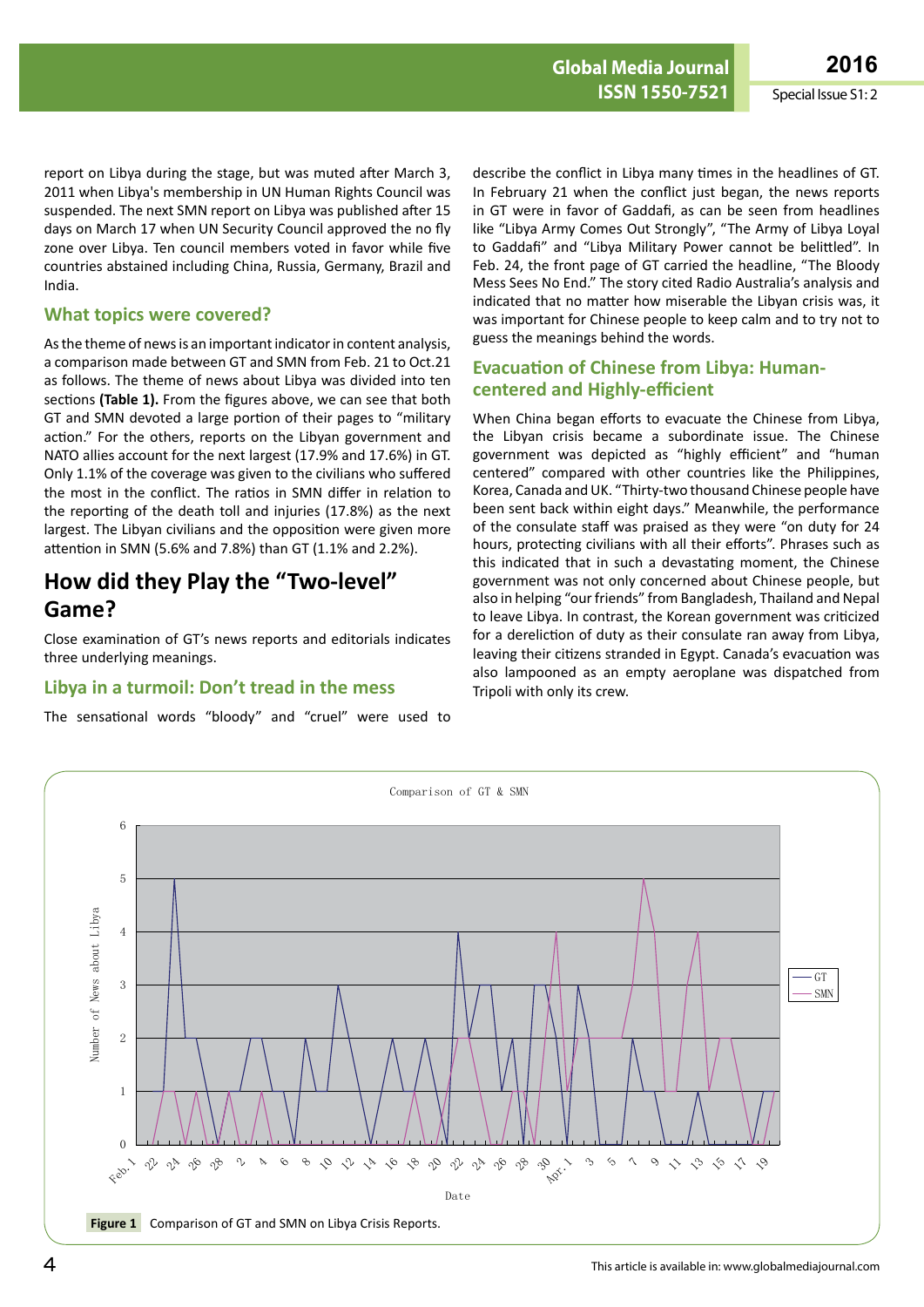report on Libya during the stage, but was muted after March 3, 2011 when Libya's membership in UN Human Rights Council was suspended. The next SMN report on Libya was published after 15 days on March 17 when UN Security Council approved the no fly zone over Libya. Ten council members voted in favor while five countries abstained including China, Russia, Germany, Brazil and India.

### What topics were covered?

As the theme of news is an important indicator in content analysis, a comparison made between GT and SMN from Feb. 21 to Oct.21 as follows. The theme of news about Libya was divided into ten sections **(Table 1).** From the figures above, we can see that both GT and SMN devoted a large portion of their pages to "military action." For the others, reports on the Libyan government and NATO allies account for the next largest (17.9% and 17.6%) in GT. Only 1.1% of the coverage was given to the civilians who suffered the most in the conflict. The ratios in SMN differ in relation to the reporting of the death toll and injuries (17.8%) as the next largest. The Libyan civilians and the opposition were given more attention in SMN (5.6% and 7.8%) than GT (1.1% and 2.2%).

## How did they Play the "Two-level" Game?

Close examination of GT's news reports and editorials indicates three underlying meanings.

### Libya in a turmoil: Don't tread in the mess

The sensational words "bloody" and "cruel" were used to describe the conflict in Libya many times in the headlines of GT. In February 21 when the conflict just began, the news reports in GT were in favor of Gaddafi, as can be seen from headlines like "Libya Army Comes Out Strongly", "The Army of Libya Loyal to Gaddafi" and "Libya Military Power cannot be belittled". In Feb. 24, the front page of GT carried the headline, "The Bloody Mess Sees No End." The story cited Radio Australia's analysis and indicated that no matter how miserable the Libyan crisis was, it was important for Chinese people to keep calm and to try not to guess the meanings behind the words.

### Evacuation of Chinese from Libya: Human-centered and Highly-efficient

When China began efforts to evacuate the Chinese from Libya, the Libyan crisis became a subordinate issue. The Chinese government was depicted as "highly efficient" and "human centered" compared with other countries like the Philippines, Korea, Canada and UK. "Thirty-two thousand Chinese people have been sent back within eight days." Meanwhile, the performance of the consulate staff was praised as they were "on duty for 24 hours, protecting civilians with all their efforts". Phrases such as this indicated that in such a devastating moment, the Chinese government was not only concerned about Chinese people, but also in helping "our friends" from Bangladesh, Thailand and Nepal to leave Libya. In contrast, the Korean government was criticized for a dereliction of duty as their consulate ran away from Libya, leaving their citizens stranded in Egypt. Canada's evacuation was also lampooned as an empty aeroplane was dispatched from Tripoli with only its crew.

**Figure 1** Comparison of GT and SMN on Libya Crisis Reports.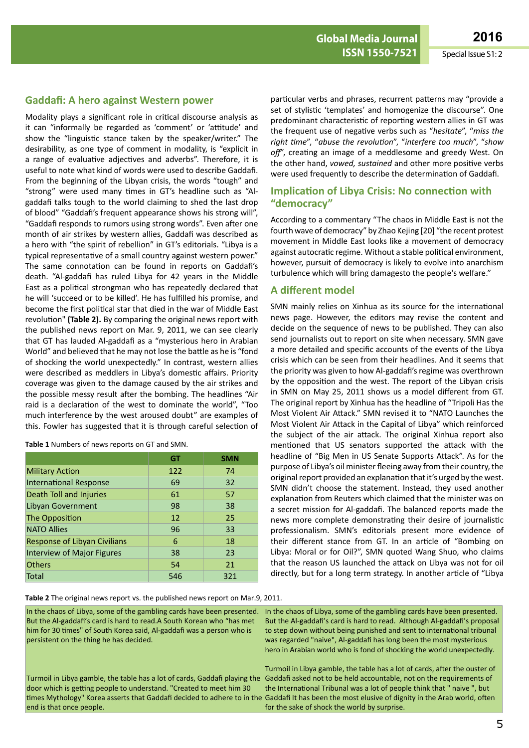## Gaddafi: A hero against Western power

Modality plays a significant role in critical discourse analysis as it can "informally be regarded as 'comment' or 'attitude' and show the "linguistic stance taken by the speaker/writer." The desirability, as one type of comment in modality, is "explicit in a range of evaluative adjectives and adverbs". Therefore, it is useful to note what kind of words were used to describe Gaddafi. From the beginning of the Libyan crisis, the words "tough" and "strong" were used many times in GT's headline such as "Al-gaddafi talks tough to the world claiming to shed the last drop of blood" "Gaddafi's frequent appearance shows his strong will", "Gaddafi responds to rumors using strong words". Even after one month of air strikes by western allies, Gaddafi was described as a hero with "the spirit of rebellion" in GT's editorials. "Libya is a typical representative of a small country against western power." The same connotation can be found in reports on Gaddafi's death. "Al-gaddafi has ruled Libya for 42 years in the Middle East as a political strongman who has repeatedly declared that he will 'succeed or to be killed'. He has fulfilled his promise, and become the first political star that died in the war of Middle East revolution" **(Table 2).** By comparing the original news report with the published news report on Mar. 9, 2011, we can see clearly that GT has lauded Al-gaddafi as a "mysterious hero in Arabian World" and believed that he may not lose the battle as he is "fond of shocking the world unexpectedly." In contrast, western allies were described as meddlers in Libya's domestic affairs. Priority coverage was given to the damage caused by the air strikes and the possible messy result after the bombing. The headlines "Air raid is a declaration of the west to dominate the world", "Too much interference by the west aroused doubt" are examples of this. Fowler has suggested that it is through careful selection of particular verbs and phrases, recurrent patterns may "provide a set of stylistic 'templates' and homogenize the discourse". One predominant characteristic of reporting western allies in GT was the frequent use of negative verbs such as "*hesitate*", "*miss the right time*", "*abuse the revolution*", "*interfere too much*", "*show off*", creating an image of a meddlesome and greedy West. On the other hand, *vowed, sustained* and other more positive verbs were used frequently to describe the determination of Gaddafi.

**Table 1** Numbers of news reports on GT and SMN.

| | GT | SMN |
|---|---|---|
| Military Action | 122 | 74 |
| International Response | 69 | 32 |
| Death Toll and Injuries | 61 | 57 |
| Libyan Government | 98 | 38 |
| The Opposition | 12 | 25 |
| NATO Allies | 96 | 33 |
| Response of Libyan Civilians | 6 | 18 |
| Interview of Major Figures | 38 | 23 |
| Others | 54 | 21 |
| Total | 546 | 321 |

## Implication of Libya Crisis: No connection with "democracy"

According to a commentary "The chaos in Middle East is not the fourth wave of democracy" by Zhao Kejing [20] "the recent protest movement in Middle East looks like a movement of democracy against autocratic regime. Without a stable political environment, however, pursuit of democracy is likely to evolve into anarchism turbulence which will bring damagesto the people's welfare."

## A different model

SMN mainly relies on Xinhua as its source for the international news page. However, the editors may revise the content and decide on the sequence of news to be published. They can also send journalists out to report on site when necessary. SMN gave a more detailed and specific accounts of the events of the Libya crisis which can be seen from their headlines. And it seems that the priority was given to how Al-gaddafi's regime was overthrown by the opposition and the west. The report of the Libyan crisis in SMN on May 25, 2011 shows us a model different from GT. The original report by Xinhua has the headline of "Tripoli Has the Most Violent Air Attack." SMN revised it to "NATO Launches the Most Violent Air Attack in the Capital of Libya" which reinforced the subject of the air attack. The original Xinhua report also mentioned that US senators supported the attack with the headline of "Big Men in US Senate Supports Attack". As for the purpose of Libya's oil minister fleeing away from their country, the original report provided an explanation that it's urged by the west. SMN didn't choose the statement. Instead, they used another explanation from Reuters which claimed that the minister was on a secret mission for Al-gaddafi. The balanced reports made the news more complete demonstrating their desire of journalistic professionalism. SMN's editorials present more evidence of their different stance from GT. In an article of "Bombing on Libya: Moral or for Oil?", SMN quoted Wang Shuo, who claims that the reason US launched the attack on Libya was not for oil directly, but for a long term strategy. In another article of "Libya

**Table 2** The original news report vs. the published news report on Mar.9, 2011.

| | |
|---|---|
| In the chaos of Libya, some of the gambling cards have been presented. But the Al-gaddafi's card is hard to read.A South Korean who "has met him for 30 times" of South Korea said, Al-gaddafi was a person who is persistent on the thing he has decided. | In the chaos of Libya, some of the gambling cards have been presented. But the Al-gaddafi's card is hard to read. Although Al-gaddafi's proposal to step down without being punished and sent to international tribunal was regarded "naive", Al-gaddafi has long been the most mysterious hero in Arabian world who is fond of shocking the world unexpectedly. |
| Turmoil in Libya gamble, the table has a lot of cards, Gaddafi playing the door which is getting people to understand. "Created to meet him 30 times Mythology" Korea asserts that Gaddafi decided to adhere to in the end is that once people. | Turmoil in Libya gamble, the table has a lot of cards, after the ouster of Gaddafi asked not to be held accountable, not on the requirements of the International Tribunal was a lot of people think that " naive ", but Gaddafi It has been the most elusive of dignity in the Arab world, often for the sake of shock the world by surprise. |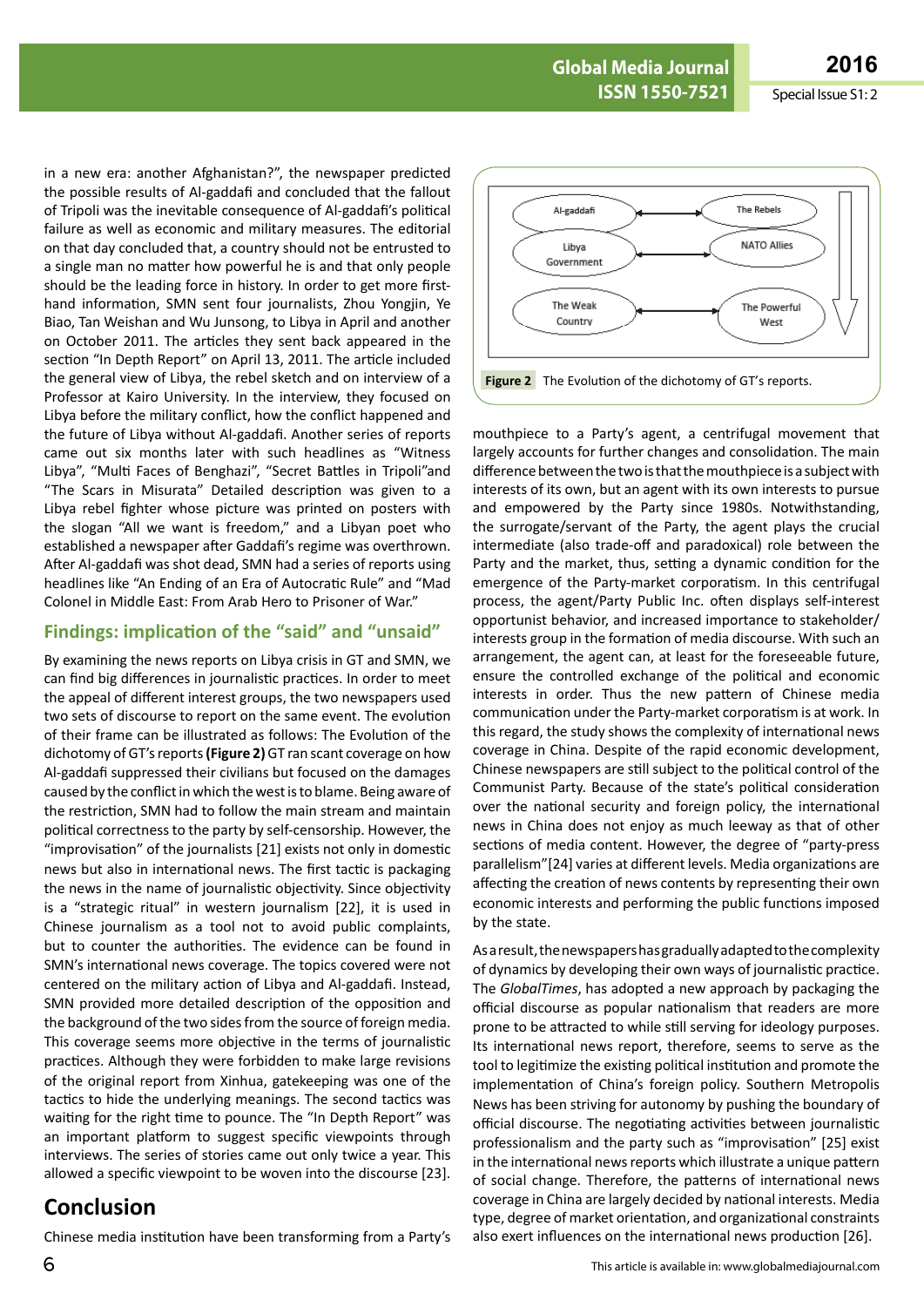in a new era: another Afghanistan?", the newspaper predicted the possible results of Al-gaddafi and concluded that the fallout of Tripoli was the inevitable consequence of Al-gaddafi's political failure as well as economic and military measures. The editorial on that day concluded that, a country should not be entrusted to a single man no matter how powerful he is and that only people should be the leading force in history. In order to get more first-hand information, SMN sent four journalists, Zhou Yongjin, Ye Biao, Tan Weishan and Wu Junsong, to Libya in April and another on October 2011. The articles they sent back appeared in the section "In Depth Report" on April 13, 2011. The article included the general view of Libya, the rebel sketch and on interview of a Professor at Kairo University. In the interview, they focused on Libya before the military conflict, how the conflict happened and the future of Libya without Al-gaddafi. Another series of reports came out six months later with such headlines as "Witness Libya", "Multi Faces of Benghazi", "Secret Battles in Tripoli"and "The Scars in Misurata" Detailed description was given to a Libya rebel fighter whose picture was printed on posters with the slogan "All we want is freedom," and a Libyan poet who established a newspaper after Gaddafi's regime was overthrown. After Al-gaddafi was shot dead, SMN had a series of reports using headlines like "An Ending of an Era of Autocratic Rule" and "Mad Colonel in Middle East: From Arab Hero to Prisoner of War."

## Findings: implication of the "said" and "unsaid"

By examining the news reports on Libya crisis in GT and SMN, we can find big differences in journalistic practices. In order to meet the appeal of different interest groups, the two newspapers used two sets of discourse to report on the same event. The evolution of their frame can be illustrated as follows: The Evolution of the dichotomy of GT's reports **(Figure 2)** GT ran scant coverage on how Al-gaddafi suppressed their civilians but focused on the damages caused by the conflict in which the west is to blame. Being aware of the restriction, SMN had to follow the main stream and maintain political correctness to the party by self-censorship. However, the "improvisation" of the journalists [21] exists not only in domestic news but also in international news. The first tactic is packaging the news in the name of journalistic objectivity. Since objectivity is a "strategic ritual" in western journalism [22], it is used in Chinese journalism as a tool not to avoid public complaints, but to counter the authorities. The evidence can be found in SMN's international news coverage. The topics covered were not centered on the military action of Libya and Al-gaddafi. Instead, SMN provided more detailed description of the opposition and the background of the two sides from the source of foreign media. This coverage seems more objective in the terms of journalistic practices. Although they were forbidden to make large revisions of the original report from Xinhua, gatekeeping was one of the tactics to hide the underlying meanings. The second tactics was waiting for the right time to pounce. The "In Depth Report" was an important platform to suggest specific viewpoints through interviews. The series of stories came out only twice a year. This allowed a specific viewpoint to be woven into the discourse [23].

## Conclusion

Chinese media institution have been transforming from a Party's mouthpiece to a Party's agent, a centrifugal movement that largely accounts for further changes and consolidation. The main difference between the two is that the mouthpiece is a subject with interests of its own, but an agent with its own interests to pursue and empowered by the Party since 1980s. Notwithstanding, the surrogate/servant of the Party, the agent plays the crucial intermediate (also trade-off and paradoxical) role between the Party and the market, thus, setting a dynamic condition for the emergence of the Party-market corporatism. In this centrifugal process, the agent/Party Public Inc. often displays self-interest opportunist behavior, and increased importance to stakeholder/interests group in the formation of media discourse. With such an arrangement, the agent can, at least for the foreseeable future, ensure the controlled exchange of the political and economic interests in order. Thus the new pattern of Chinese media communication under the Party-market corporatism is at work. In this regard, the study shows the complexity of international news coverage in China. Despite of the rapid economic development, Chinese newspapers are still subject to the political control of the Communist Party. Because of the state's political consideration over the national security and foreign policy, the international news in China does not enjoy as much leeway as that of other sections of media content. However, the degree of "party-press parallelism"[24] varies at different levels. Media organizations are affecting the creation of news contents by representing their own economic interests and performing the public functions imposed by the state.

| Al-gaddafi | ↔ | The Rebels |
|---|---|---|
| Libya Government | ↔ | NATO Allies |
| The Weak Country | ↔ | The Powerful West |

**Figure 2** The Evolution of the dichotomy of GT's reports.

As a result, the newspapers has gradually adapted to the complexity of dynamics by developing their own ways of journalistic practice. The *GlobalTimes*, has adopted a new approach by packaging the official discourse as popular nationalism that readers are more prone to be attracted to while still serving for ideology purposes. Its international news report, therefore, seems to serve as the tool to legitimize the existing political institution and promote the implementation of China's foreign policy. Southern Metropolis News has been striving for autonomy by pushing the boundary of official discourse. The negotiating activities between journalistic professionalism and the party such as "improvisation" [25] exist in the international news reports which illustrate a unique pattern of social change. Therefore, the patterns of international news coverage in China are largely decided by national interests. Media type, degree of market orientation, and organizational constraints also exert influences on the international news production [26].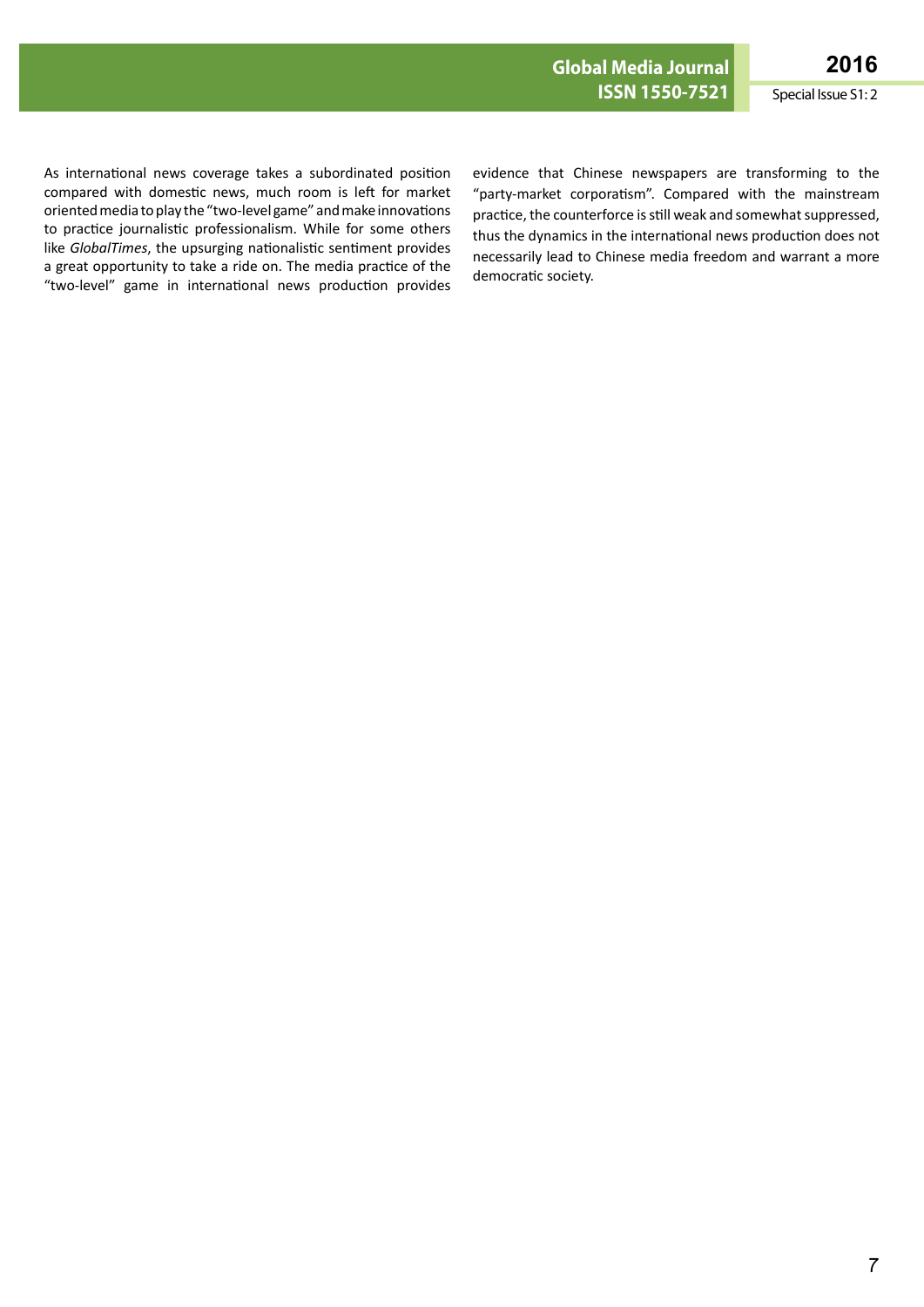As international news coverage takes a subordinated position compared with domestic news, much room is left for market oriented media to play the "two-level game" and make innovations to practice journalistic professionalism. While for some others like *GlobalTimes*, the upsurging nationalistic sentiment provides a great opportunity to take a ride on. The media practice of the "two-level" game in international news production provides evidence that Chinese newspapers are transforming to the "party-market corporatism". Compared with the mainstream practice, the counterforce is still weak and somewhat suppressed, thus the dynamics in the international news production does not necessarily lead to Chinese media freedom and warrant a more democratic society.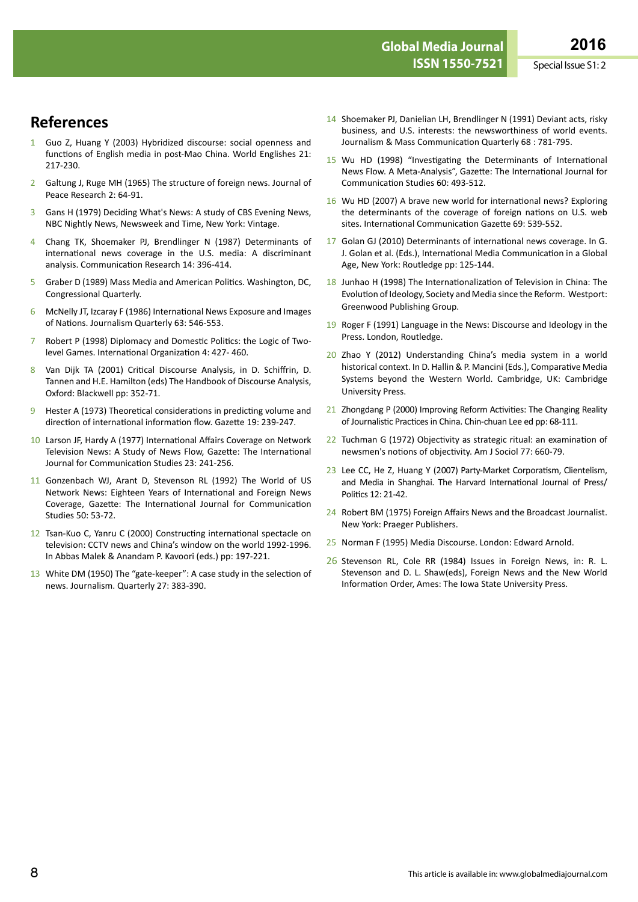## References

1. Guo Z, Huang Y (2003) Hybridized discourse: social openness and functions of English media in post-Mao China. World Englishes 21: 217-230.
2. Galtung J, Ruge MH (1965) The structure of foreign news. Journal of Peace Research 2: 64-91.
3. Gans H (1979) Deciding What's News: A study of CBS Evening News, NBC Nightly News, Newsweek and Time, New York: Vintage.
4. Chang TK, Shoemaker PJ, Brendlinger N (1987) Determinants of international news coverage in the U.S. media: A discriminant analysis. Communication Research 14: 396-414.
5. Graber D (1989) Mass Media and American Politics. Washington, DC, Congressional Quarterly.
6. McNelly JT, Izcaray F (1986) International News Exposure and Images of Nations. Journalism Quarterly 63: 546-553.
7. Robert P (1998) Diplomacy and Domestic Politics: the Logic of Two-level Games. International Organization 4: 427- 460.
8. Van Dijk TA (2001) Critical Discourse Analysis, in D. Schiffrin, D. Tannen and H.E. Hamilton (eds) The Handbook of Discourse Analysis, Oxford: Blackwell pp: 352-71.
9. Hester A (1973) Theoretical considerations in predicting volume and direction of international information flow. Gazette 19: 239-247.
10. Larson JF, Hardy A (1977) International Affairs Coverage on Network Television News: A Study of News Flow, Gazette: The International Journal for Communication Studies 23: 241-256.
11. Gonzenbach WJ, Arant D, Stevenson RL (1992) The World of US Network News: Eighteen Years of International and Foreign News Coverage, Gazette: The International Journal for Communication Studies 50: 53-72.
12. Tsan-Kuo C, Yanru C (2000) Constructing international spectacle on television: CCTV news and China's window on the world 1992-1996. In Abbas Malek & Anandam P. Kavoori (eds.) pp: 197-221.
13. White DM (1950) The "gate-keeper": A case study in the selection of news. Journalism. Quarterly 27: 383-390.
14. Shoemaker PJ, Danielian LH, Brendlinger N (1991) Deviant acts, risky business, and U.S. interests: the newsworthiness of world events. Journalism & Mass Communication Quarterly 68 : 781-795.
15. Wu HD (1998) "Investigating the Determinants of International News Flow. A Meta-Analysis", Gazette: The International Journal for Communication Studies 60: 493-512.
16. Wu HD (2007) A brave new world for international news? Exploring the determinants of the coverage of foreign nations on U.S. web sites. International Communication Gazette 69: 539-552.
17. Golan GJ (2010) Determinants of international news coverage. In G. J. Golan et al. (Eds.), International Media Communication in a Global Age, New York: Routledge pp: 125-144.
18. Junhao H (1998) The Internationalization of Television in China: The Evolution of Ideology, Society and Media since the Reform. Westport: Greenwood Publishing Group.
19. Roger F (1991) Language in the News: Discourse and Ideology in the Press. London, Routledge.
20. Zhao Y (2012) Understanding China's media system in a world historical context. In D. Hallin & P. Mancini (Eds.), Comparative Media Systems beyond the Western World. Cambridge, UK: Cambridge University Press.
21. Zhongdang P (2000) Improving Reform Activities: The Changing Reality of Journalistic Practices in China. Chin-chuan Lee ed pp: 68-111.
22. Tuchman G (1972) Objectivity as strategic ritual: an examination of newsmen's notions of objectivity. Am J Sociol 77: 660-79.
23. Lee CC, He Z, Huang Y (2007) Party-Market Corporatism, Clientelism, and Media in Shanghai. The Harvard International Journal of Press/Politics 12: 21-42.
24. Robert BM (1975) Foreign Affairs News and the Broadcast Journalist. New York: Praeger Publishers.
25. Norman F (1995) Media Discourse. London: Edward Arnold.
26. Stevenson RL, Cole RR (1984) Issues in Foreign News, in: R. L. Stevenson and D. L. Shaw(eds), Foreign News and the New World Information Order, Ames: The Iowa State University Press.